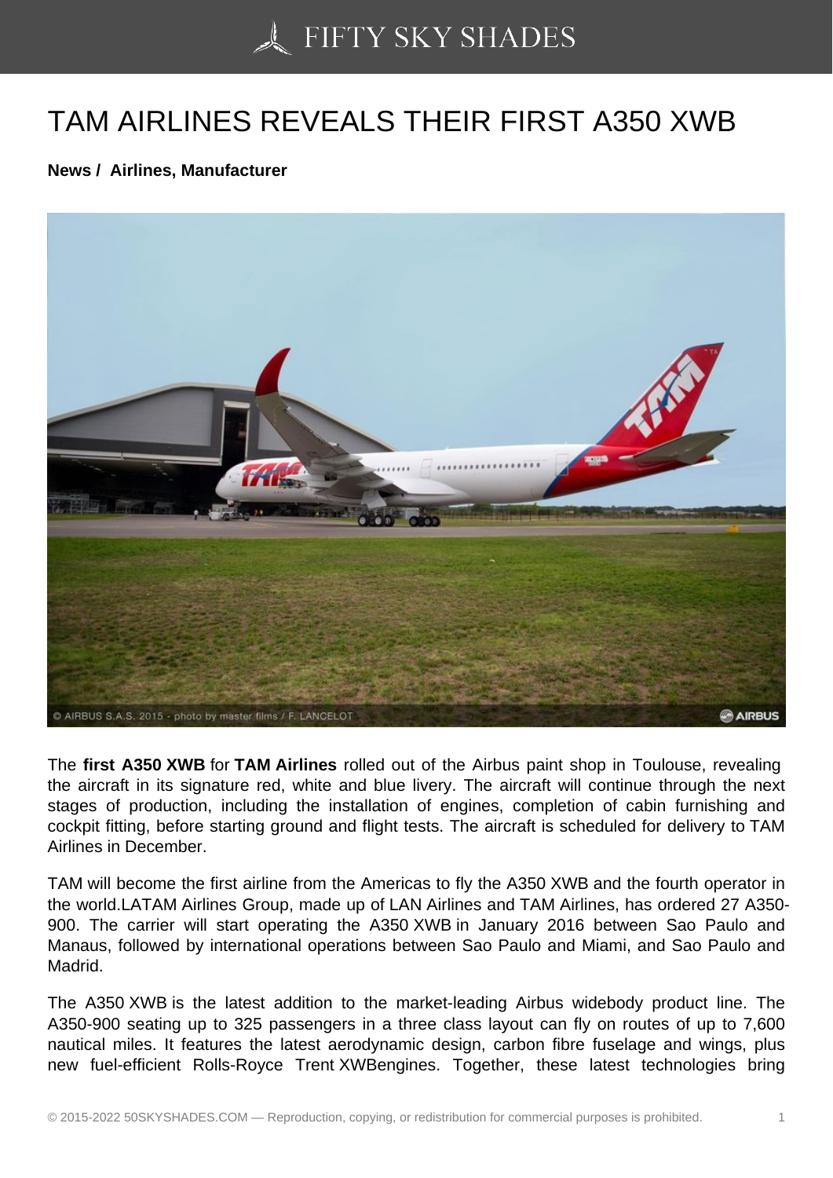# TAM AIRLINES REVEALS THEIR FIRST A350 XWB

**News / Airlines, Manufacturer**

The **first A350 XWB** for **TAM Airlines** rolled out of the Airbus paint shop in Toulouse, revealing the aircraft in its signature red, white and blue livery. The aircraft will continue through the next stages of production, including the installation of engines, completion of cabin furnishing and cockpit fitting, before starting ground and flight tests. The aircraft is scheduled for delivery to TAM Airlines in December.

TAM will become the first airline from the Americas to fly the A350 XWB and the fourth operator in the world.LATAM Airlines Group, made up of LAN Airlines and TAM Airlines, has ordered 27 A350-900. The carrier will start operating the A350 XWB in January 2016 between Sao Paulo and Manaus, followed by international operations between Sao Paulo and Miami, and Sao Paulo and Madrid.

The A350 XWB is the latest addition to the market-leading Airbus widebody product line. The A350-900 seating up to 325 passengers in a three class layout can fly on routes of up to 7,600 nautical miles. It features the latest aerodynamic design, carbon fibre fuselage and wings, plus new fuel-efficient Rolls-Royce Trent XWBengines. Together, these latest technologies bring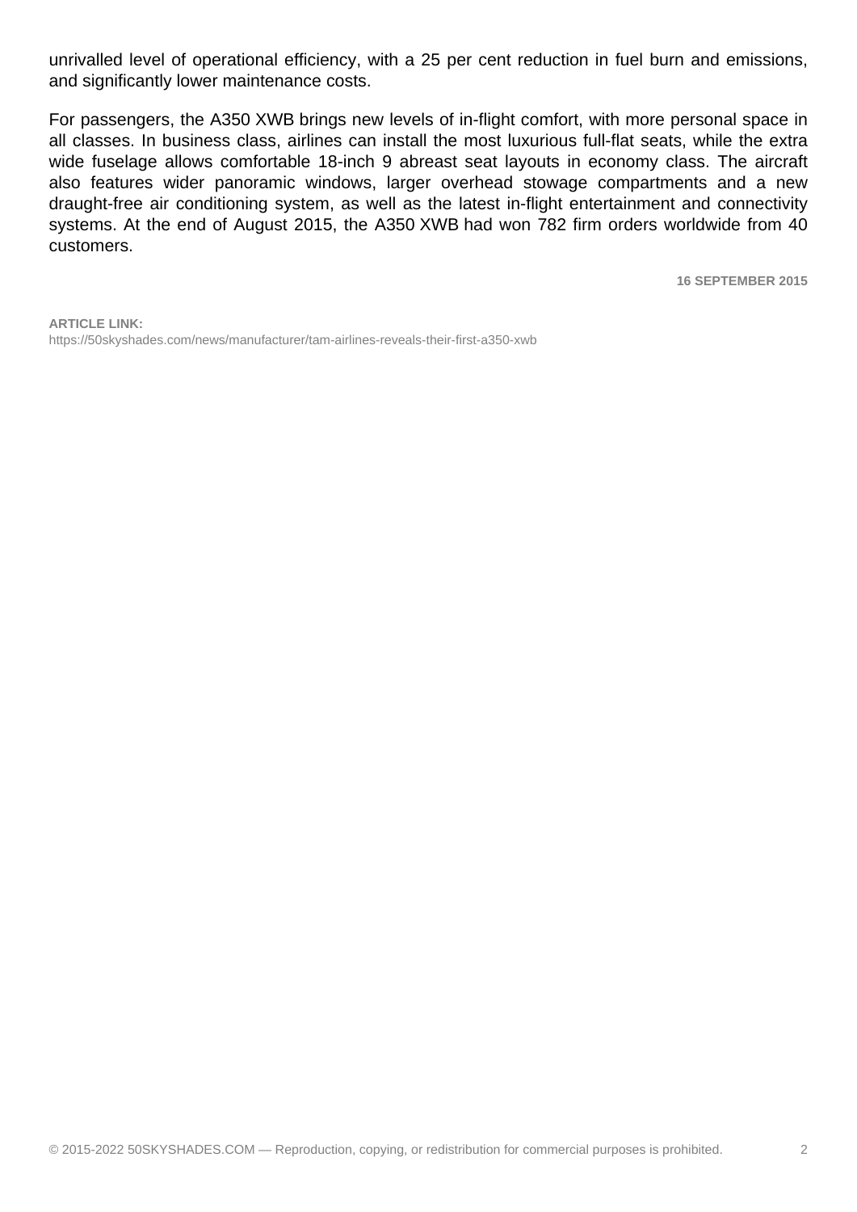unrivalled level of operational efficiency, with a 25 per cent reduction in fuel burn and emissions, and significantly lower maintenance costs.

For passengers, the A350 XWB brings new levels of in-flight comfort, with more personal space in all classes. In business class, airlines can install the most luxurious full-flat seats, while the extra wide fuselage allows comfortable 18-inch 9 abreast seat layouts in economy class. The aircraft also features wider panoramic windows, larger overhead stowage compartments and a new draught-free air conditioning system, as well as the latest in-flight entertainment and connectivity systems. At the end of August 2015, the A350 XWB had won 782 firm orders worldwide from 40 customers.

**16 SEPTEMBER 2015**

**ARTICLE LINK:**
https://50skyshades.com/news/manufacturer/tam-airlines-reveals-their-first-a350-xwb